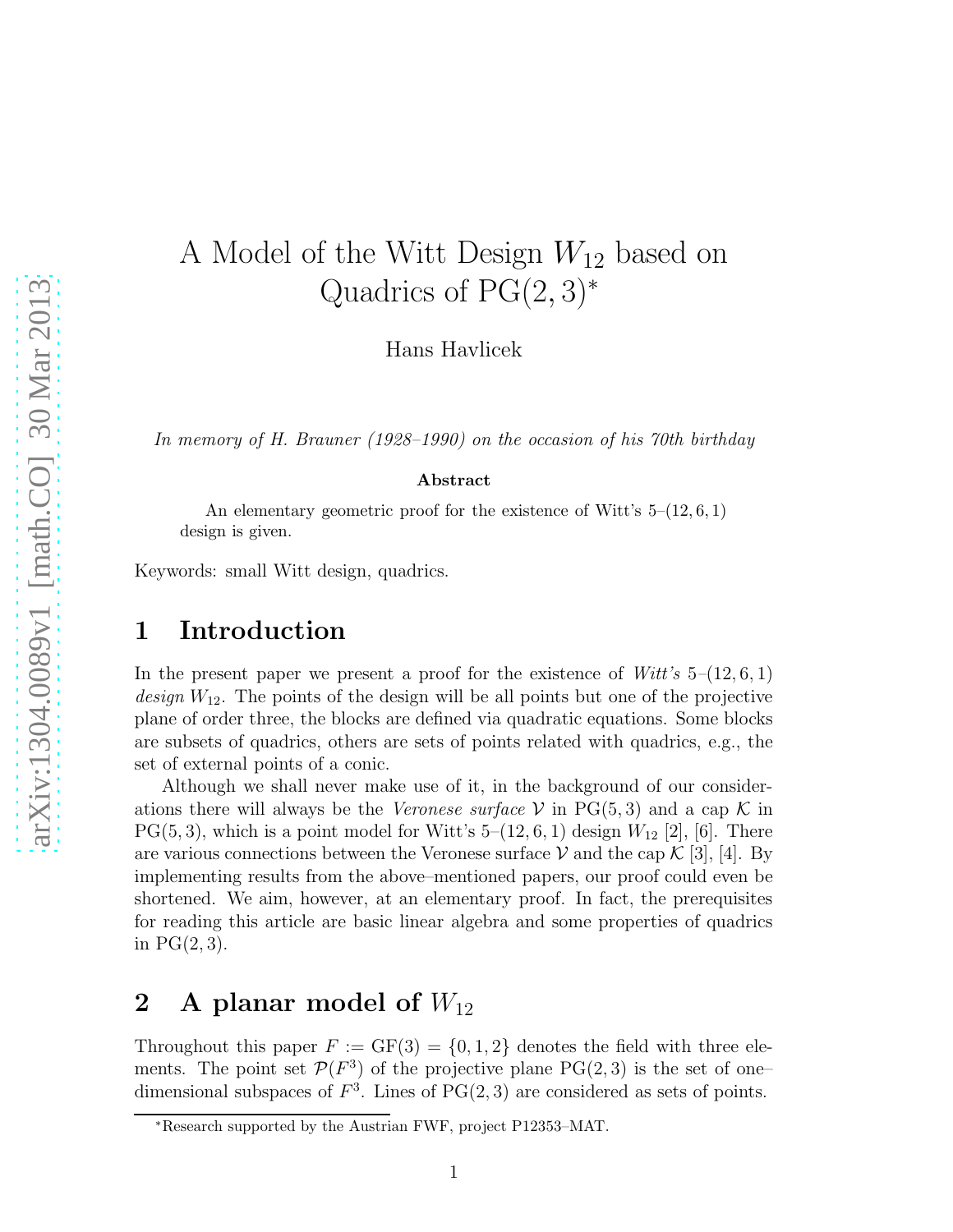# A Model of the Witt Design $W_{12}$ based on Quadrics of $\mathrm{PG}(2,3)$*

Hans Havlicek

*In memory of H. Brauner (1928–1990) on the occasion of his 70th birthday*

**Abstract**

An elementary geometric proof for the existence of Witt's 5–(12, 6, 1) design is given.

Keywords: small Witt design, quadrics.

## 1 Introduction

In the present paper we present a proof for the existence of *Witt's* 5–(12, 6, 1) *design* $W_{12}$. The points of the design will be all points but one of the projective plane of order three, the blocks are defined via quadratic equations. Some blocks are subsets of quadrics, others are sets of points related with quadrics, e.g., the set of external points of a conic.

Although we shall never make use of it, in the background of our considerations there will always be the *Veronese surface* $\mathcal{V}$ in $\mathrm{PG}(5,3)$ and a cap $\mathcal{K}$ in $\mathrm{PG}(5,3)$, which is a point model for Witt's 5–(12, 6, 1) design $W_{12}$ [2], [6]. There are various connections between the Veronese surface $\mathcal{V}$ and the cap $\mathcal{K}$ [3], [4]. By implementing results from the above–mentioned papers, our proof could even be shortened. We aim, however, at an elementary proof. In fact, the prerequisites for reading this article are basic linear algebra and some properties of quadrics in $\mathrm{PG}(2,3)$.

## 2 A planar model of $W_{12}$

Throughout this paper $F := \mathrm{GF}(3) = \{0, 1, 2\}$ denotes the field with three elements. The point set $\mathcal{P}(F^3)$ of the projective plane $\mathrm{PG}(2,3)$ is the set of one–dimensional subspaces of $F^3$. Lines of $\mathrm{PG}(2,3)$ are considered as sets of points.

*Research supported by the Austrian FWF, project P12353–MAT.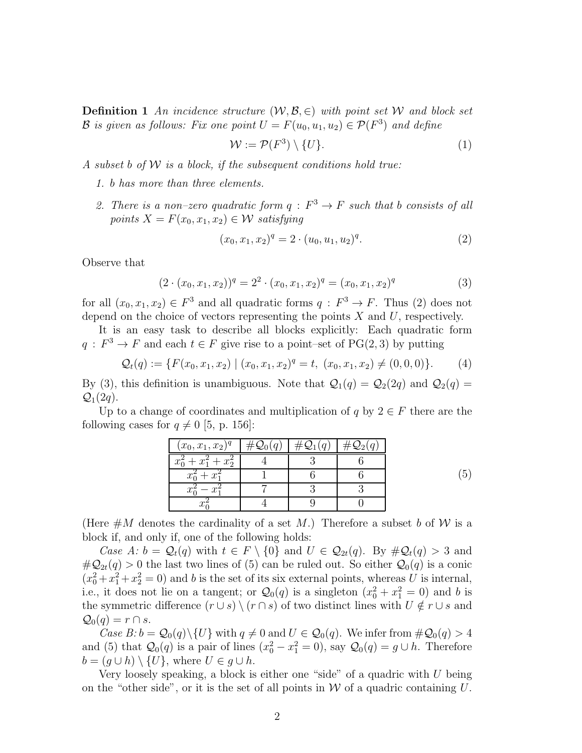**Definition 1** *An incidence structure $(\mathcal{W}, \mathcal{B}, \in)$ with point set $\mathcal{W}$ and block set $\mathcal{B}$ is given as follows: Fix one point $U = F(u_0, u_1, u_2) \in \mathcal{P}(F^3)$ and define*

$$\mathcal{W} := \mathcal{P}(F^3) \setminus \{U\}. \tag{1}$$

*A subset $b$ of $\mathcal{W}$ is a block, if the subsequent conditions hold true:*

1. *$b$ has more than three elements.*
2. *There is a non–zero quadratic form $q : F^3 \to F$ such that $b$ consists of all points $X = F(x_0, x_1, x_2) \in \mathcal{W}$ satisfying*

$$(x_0, x_1, x_2)^q = 2 \cdot (u_0, u_1, u_2)^q. \tag{2}$$

Observe that

$$(2 \cdot (x_0, x_1, x_2))^q = 2^2 \cdot (x_0, x_1, x_2)^q = (x_0, x_1, x_2)^q \tag{3}$$

for all $(x_0, x_1, x_2) \in F^3$ and all quadratic forms $q : F^3 \to F$. Thus (2) does not depend on the choice of vectors representing the points $X$ and $U$, respectively.

It is an easy task to describe all blocks explicitly: Each quadratic form $q : F^3 \to F$ and each $t \in F$ give rise to a point–set of $\mathrm{PG}(2,3)$ by putting

$$\mathcal{Q}_t(q) := \{F(x_0, x_1, x_2) \mid (x_0, x_1, x_2)^q = t,\ (x_0, x_1, x_2) \neq (0,0,0)\}. \tag{4}$$

By (3), this definition is unambiguous. Note that $\mathcal{Q}_1(q) = \mathcal{Q}_2(2q)$ and $\mathcal{Q}_2(q) = \mathcal{Q}_1(2q)$.

Up to a change of coordinates and multiplication of $q$ by $2 \in F$ there are the following cases for $q \neq 0$ [5, p. 156]:

| $(x_0, x_1, x_2)^q$ | $\#\mathcal{Q}_0(q)$ | $\#\mathcal{Q}_1(q)$ | $\#\mathcal{Q}_2(q)$ |
|---|---|---|---|
| $x_0^2 + x_1^2 + x_2^2$ | 4 | 3 | 6 |
| $x_0^2 + x_1^2$ | 1 | 6 | 6 |
| $x_0^2 - x_1^2$ | 7 | 3 | 3 |
| $x_0^2$ | 4 | 9 | 0 |

(5)

(Here $\#M$ denotes the cardinality of a set $M$.) Therefore a subset $b$ of $\mathcal{W}$ is a block if, and only if, one of the following holds:

*Case A:* $b = \mathcal{Q}_t(q)$ with $t \in F \setminus \{0\}$ and $U \in \mathcal{Q}_{2t}(q)$. By $\#\mathcal{Q}_t(q) > 3$ and $\#\mathcal{Q}_{2t}(q) > 0$ the last two lines of (5) can be ruled out. So either $\mathcal{Q}_0(q)$ is a conic ($x_0^2 + x_1^2 + x_2^2 = 0$) and $b$ is the set of its six external points, whereas $U$ is internal, i.e., it does not lie on a tangent; or $\mathcal{Q}_0(q)$ is a singleton ($x_0^2 + x_1^2 = 0$) and $b$ is the symmetric difference $(r \cup s) \setminus (r \cap s)$ of two distinct lines with $U \notin r \cup s$ and $\mathcal{Q}_0(q) = r \cap s$.

*Case B:* $b = \mathcal{Q}_0(q) \setminus \{U\}$ with $q \neq 0$ and $U \in \mathcal{Q}_0(q)$. We infer from $\#\mathcal{Q}_0(q) > 4$ and (5) that $\mathcal{Q}_0(q)$ is a pair of lines ($x_0^2 - x_1^2 = 0$), say $\mathcal{Q}_0(q) = g \cup h$. Therefore $b = (g \cup h) \setminus \{U\}$, where $U \in g \cup h$.

Very loosely speaking, a block is either one "side" of a quadric with $U$ being on the "other side", or it is the set of all points in $\mathcal{W}$ of a quadric containing $U$.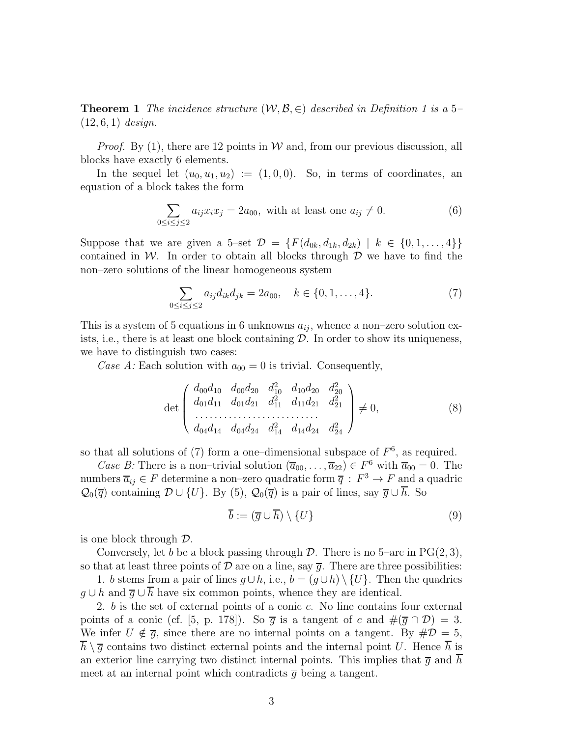**Theorem 1** *The incidence structure $(\mathcal{W}, \mathcal{B}, \in)$ described in Definition 1 is a 5–(12, 6, 1) design.*

*Proof.* By (1), there are 12 points in $\mathcal{W}$ and, from our previous discussion, all blocks have exactly 6 elements.

In the sequel let $(u_0, u_1, u_2) := (1, 0, 0)$. So, in terms of coordinates, an equation of a block takes the form

$$\sum_{0 \le i \le j \le 2} a_{ij} x_i x_j = 2a_{00}, \text{ with at least one } a_{ij} \neq 0. \tag{6}$$

Suppose that we are given a 5–set $\mathcal{D} = \{F(d_{0k}, d_{1k}, d_{2k}) \mid k \in \{0, 1, \ldots, 4\}\}$ contained in $\mathcal{W}$. In order to obtain all blocks through $\mathcal{D}$ we have to find the non–zero solutions of the linear homogeneous system

$$\sum_{0 \le i \le j \le 2} a_{ij} d_{ik} d_{jk} = 2a_{00}, \quad k \in \{0, 1, \ldots, 4\}. \tag{7}$$

This is a system of 5 equations in 6 unknowns $a_{ij}$, whence a non–zero solution exists, i.e., there is at least one block containing $\mathcal{D}$. In order to show its uniqueness, we have to distinguish two cases:

*Case A:* Each solution with $a_{00} = 0$ is trivial. Consequently,

$$\det \begin{pmatrix} d_{00}d_{10} & d_{00}d_{20} & d_{10}^2 & d_{10}d_{20} & d_{20}^2 \\ d_{01}d_{11} & d_{01}d_{21} & d_{11}^2 & d_{11}d_{21} & d_{21}^2 \\ \cdots & \cdots & \cdots & \cdots & \cdots \\ d_{04}d_{14} & d_{04}d_{24} & d_{14}^2 & d_{14}d_{24} & d_{24}^2 \end{pmatrix} \neq 0, \tag{8}$$

so that all solutions of (7) form a one–dimensional subspace of $F^6$, as required.

*Case B:* There is a non–trivial solution $(\overline{a}_{00}, \ldots, \overline{a}_{22}) \in F^6$ with $\overline{a}_{00} = 0$. The numbers $\overline{a}_{ij} \in F$ determine a non–zero quadratic form $\overline{q} : F^3 \to F$ and a quadric $\mathcal{Q}_0(\overline{q})$ containing $\mathcal{D} \cup \{U\}$. By (5), $\mathcal{Q}_0(\overline{q})$ is a pair of lines, say $\overline{g} \cup \overline{h}$. So

$$\overline{b} := (\overline{g} \cup \overline{h}) \setminus \{U\} \tag{9}$$

is one block through $\mathcal{D}$.

Conversely, let $b$ be a block passing through $\mathcal{D}$. There is no 5–arc in $\mathrm{PG}(2, 3)$, so that at least three points of $\mathcal{D}$ are on a line, say $\overline{g}$. There are three possibilities:

1. $b$ stems from a pair of lines $g \cup h$, i.e., $b = (g \cup h) \setminus \{U\}$. Then the quadrics $g \cup h$ and $\overline{g} \cup \overline{h}$ have six common points, whence they are identical.

2. $b$ is the set of external points of a conic $c$. No line contains four external points of a conic (cf. [5, p. 178]). So $\overline{g}$ is a tangent of $c$ and $\#(\overline{g} \cap \mathcal{D}) = 3$. We infer $U \notin \overline{g}$, since there are no internal points on a tangent. By $\#\mathcal{D} = 5$, $\overline{h} \setminus \overline{g}$ contains two distinct external points and the internal point $U$. Hence $\overline{h}$ is an exterior line carrying two distinct internal points. This implies that $\overline{g}$ and $\overline{h}$ meet at an internal point which contradicts $\overline{g}$ being a tangent.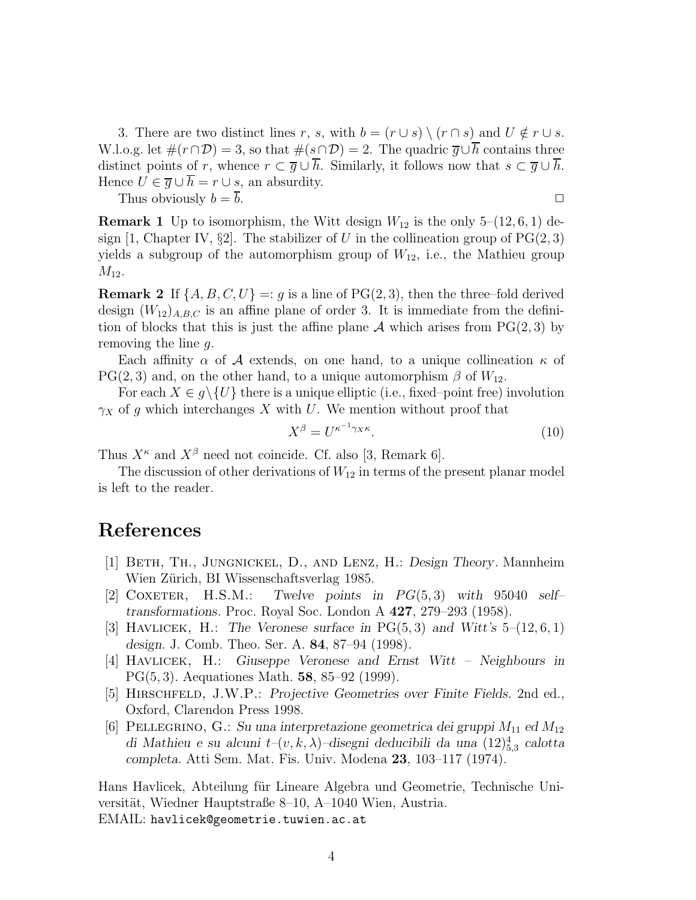3. There are two distinct lines $r$, $s$, with $b = (r \cup s) \setminus (r \cap s)$ and $U \notin r \cup s$. W.l.o.g. let $\#(r \cap \mathcal{D}) = 3$, so that $\#(s \cap \mathcal{D}) = 2$. The quadric $\overline{g} \cup \overline{h}$ contains three distinct points of $r$, whence $r \subset \overline{g} \cup \overline{h}$. Similarly, it follows now that $s \subset \overline{g} \cup \overline{h}$. Hence $U \in \overline{g} \cup \overline{h} = r \cup s$, an absurdity.

Thus obviously $b = \overline{b}$. $\square$

**Remark 1** Up to isomorphism, the Witt design $W_{12}$ is the only 5–(12, 6, 1) design [1, Chapter IV, §2]. The stabilizer of $U$ in the collineation group of $\mathrm{PG}(2,3)$ yields a subgroup of the automorphism group of $W_{12}$, i.e., the Mathieu group $M_{12}$.

**Remark 2** If $\{A, B, C, U\} =: g$ is a line of $\mathrm{PG}(2,3)$, then the three–fold derived design $(W_{12})_{A,B,C}$ is an affine plane of order 3. It is immediate from the definition of blocks that this is just the affine plane $\mathcal{A}$ which arises from $\mathrm{PG}(2,3)$ by removing the line $g$.

Each affinity $\alpha$ of $\mathcal{A}$ extends, on one hand, to a unique collineation $\kappa$ of $\mathrm{PG}(2,3)$ and, on the other hand, to a unique automorphism $\beta$ of $W_{12}$.

For each $X \in g \setminus \{U\}$ there is a unique elliptic (i.e., fixed–point free) involution $\gamma_X$ of $g$ which interchanges $X$ with $U$. We mention without proof that

$$X^{\beta} = U^{\kappa^{-1}\gamma_X\kappa}. \tag{10}$$

Thus $X^{\kappa}$ and $X^{\beta}$ need not coincide. Cf. also [3, Remark 6].

The discussion of other derivations of $W_{12}$ in terms of the present planar model is left to the reader.

# References

[1] Beth, Th., Jungnickel, D., and Lenz, H.: *Design Theory*. Mannheim Wien Zürich, BI Wissenschaftsverlag 1985.

[2] Coxeter, H.S.M.: *Twelve points in PG(5, 3) with 95040 self–transformations*. Proc. Royal Soc. London A **427**, 279–293 (1958).

[3] Havlicek, H.: *The Veronese surface in* PG(5, 3) *and Witt's* 5–(12, 6, 1) *design*. J. Comb. Theo. Ser. A. **84**, 87–94 (1998).

[4] Havlicek, H.: *Giuseppe Veronese and Ernst Witt – Neighbours in* PG(5, 3). Aequationes Math. **58**, 85–92 (1999).

[5] Hirschfeld, J.W.P.: *Projective Geometries over Finite Fields*. 2nd ed., Oxford, Clarendon Press 1998.

[6] Pellegrino, G.: *Su una interpretazione geometrica dei gruppi* $M_{11}$ *ed* $M_{12}$ *di Mathieu e su alcuni* $t$–$(v, k, \lambda)$–*disegni deducibili da una* $(12)^4_{5,3}$ *calotta completa*. Atti Sem. Mat. Fis. Univ. Modena **23**, 103–117 (1974).

Hans Havlicek, Abteilung für Lineare Algebra und Geometrie, Technische Universität, Wiedner Hauptstraße 8–10, A–1040 Wien, Austria.
EMAIL: `havlicek@geometrie.tuwien.ac.at`